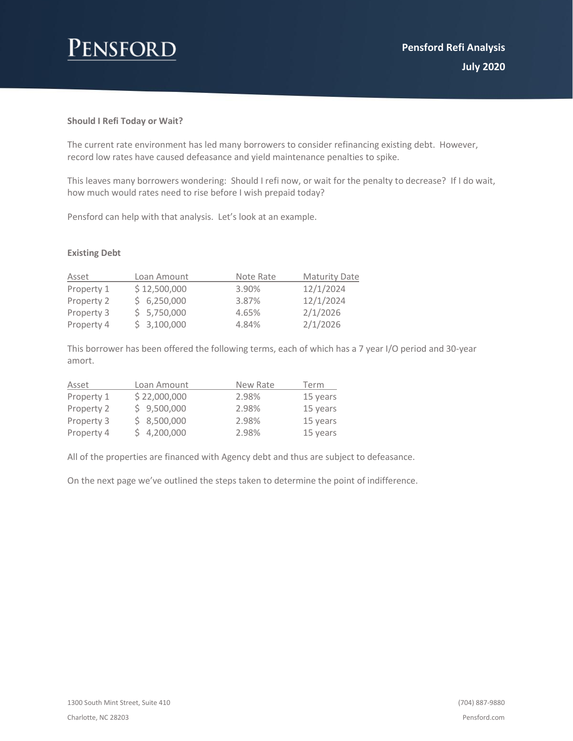# Pensford Refi Analysis

**July 2020**

**Should I Refi Today or Wait?**

The current rate environment has led many borrowers to consider refinancing existing debt. However, record low rates have caused defeasance and yield maintenance penalties to spike.

This leaves many borrowers wondering: Should I refi now, or wait for the penalty to decrease? If I do wait, how much would rates need to rise before I wish prepaid today?

Pensford can help with that analysis. Let's look at an example.

**Existing Debt**

| Asset | Loan Amount | Note Rate | Maturity Date |
|---|---|---|---|
| Property 1 | $ 12,500,000 | 3.90% | 12/1/2024 |
| Property 2 | $ 6,250,000 | 3.87% | 12/1/2024 |
| Property 3 | $ 5,750,000 | 4.65% | 2/1/2026 |
| Property 4 | $ 3,100,000 | 4.84% | 2/1/2026 |

This borrower has been offered the following terms, each of which has a 7 year I/O period and 30-year amort.

| Asset | Loan Amount | New Rate | Term |
|---|---|---|---|
| Property 1 | $ 22,000,000 | 2.98% | 15 years |
| Property 2 | $ 9,500,000 | 2.98% | 15 years |
| Property 3 | $ 8,500,000 | 2.98% | 15 years |
| Property 4 | $ 4,200,000 | 2.98% | 15 years |

All of the properties are financed with Agency debt and thus are subject to defeasance.

On the next page we've outlined the steps taken to determine the point of indifference.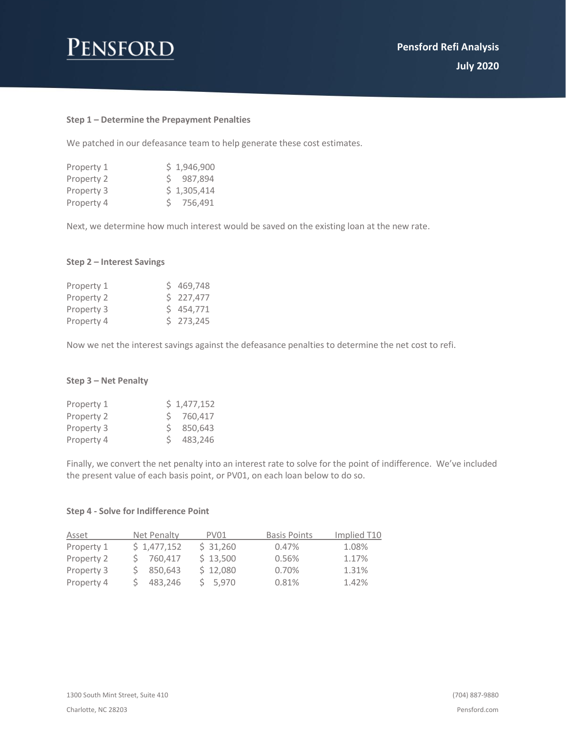### Step 1 – Determine the Prepayment Penalties

We patched in our defeasance team to help generate these cost estimates.

| | |
|---|---|
| Property 1 | $ 1,946,900 |
| Property 2 | $ 987,894 |
| Property 3 | $ 1,305,414 |
| Property 4 | $ 756,491 |

Next, we determine how much interest would be saved on the existing loan at the new rate.

### Step 2 – Interest Savings

| | |
|---|---|
| Property 1 | $ 469,748 |
| Property 2 | $ 227,477 |
| Property 3 | $ 454,771 |
| Property 4 | $ 273,245 |

Now we net the interest savings against the defeasance penalties to determine the net cost to refi.

### Step 3 – Net Penalty

| | |
|---|---|
| Property 1 | $ 1,477,152 |
| Property 2 | $ 760,417 |
| Property 3 | $ 850,643 |
| Property 4 | $ 483,246 |

Finally, we convert the net penalty into an interest rate to solve for the point of indifference. We've included the present value of each basis point, or PV01, on each loan below to do so.

### Step 4 - Solve for Indifference Point

| Asset | Net Penalty | PV01 | Basis Points | Implied T10 |
|---|---|---|---|---|
| Property 1 | $ 1,477,152 | $ 31,260 | 0.47% | 1.08% |
| Property 2 | $ 760,417 | $ 13,500 | 0.56% | 1.17% |
| Property 3 | $ 850,643 | $ 12,080 | 0.70% | 1.31% |
| Property 4 | $ 483,246 | $ 5,970 | 0.81% | 1.42% |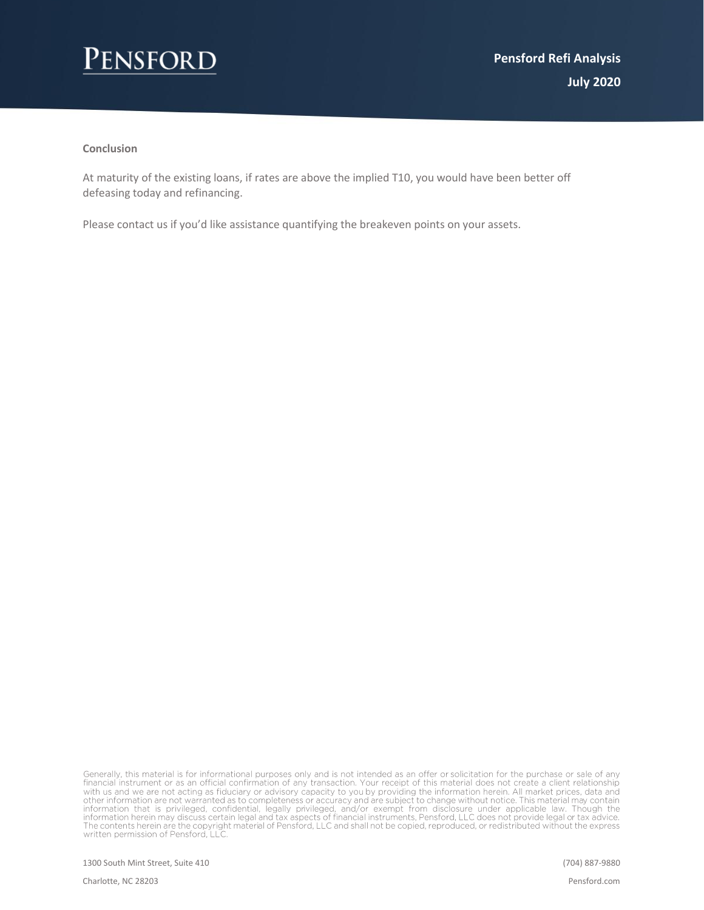**Conclusion**

At maturity of the existing loans, if rates are above the implied T10, you would have been better off defeasing today and refinancing.

Please contact us if you'd like assistance quantifying the breakeven points on your assets.

Generally, this material is for informational purposes only and is not intended as an offer or solicitation for the purchase or sale of any financial instrument or as an official confirmation of any transaction. Your receipt of this material does not create a client relationship with us and we are not acting as fiduciary or advisory capacity to you by providing the information herein. All market prices, data and other information are not warranted as to completeness or accuracy and are subject to change without notice. This material may contain information that is privileged, confidential, legally privileged, and/or exempt from disclosure under applicable law. Though the information herein may discuss certain legal and tax aspects of financial instruments, Pensford, LLC does not provide legal or tax advice. The contents herein are the copyright material of Pensford, LLC and shall not be copied, reproduced, or redistributed without the express written permission of Pensford, LLC.